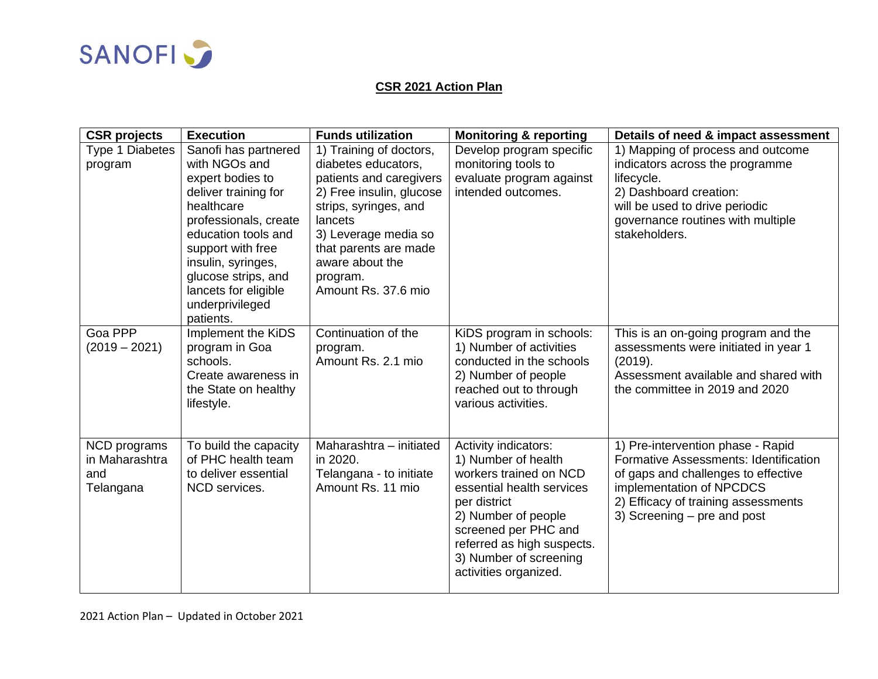SANOFI

**CSR 2021 Action Plan**

| CSR projects | Execution | Funds utilization | Monitoring & reporting | Details of need & impact assessment |
|---|---|---|---|---|
| Type 1 Diabetes program | Sanofi has partnered with NGOs and expert bodies to deliver training for healthcare professionals, create education tools and support with free insulin, syringes, glucose strips, and lancets for eligible underprivileged patients. | 1) Training of doctors, diabetes educators, patients and caregivers<br>2) Free insulin, glucose strips, syringes, and lancets<br>3) Leverage media so that parents are made aware about the program.<br>Amount Rs. 37.6 mio | Develop program specific monitoring tools to evaluate program against intended outcomes. | 1) Mapping of process and outcome indicators across the programme lifecycle.<br>2) Dashboard creation:<br>will be used to drive periodic governance routines with multiple stakeholders. |
| Goa PPP (2019 – 2021) | Implement the KiDS program in Goa schools.<br>Create awareness in the State on healthy lifestyle. | Continuation of the program.<br>Amount Rs. 2.1 mio | KiDS program in schools:<br>1) Number of activities conducted in the schools<br>2) Number of people reached out to through various activities. | This is an on-going program and the assessments were initiated in year 1 (2019).<br>Assessment available and shared with the committee in 2019 and 2020 |
| NCD programs in Maharashtra and Telangana | To build the capacity of PHC health team to deliver essential NCD services. | Maharashtra – initiated in 2020.<br>Telangana - to initiate<br>Amount Rs. 11 mio | Activity indicators:<br>1) Number of health workers trained on NCD essential health services per district<br>2) Number of people screened per PHC and referred as high suspects.<br>3) Number of screening activities organized. | 1) Pre-intervention phase - Rapid Formative Assessments: Identification of gaps and challenges to effective implementation of NPCDCS<br>2) Efficacy of training assessments<br>3) Screening – pre and post |

2021 Action Plan – Updated in October 2021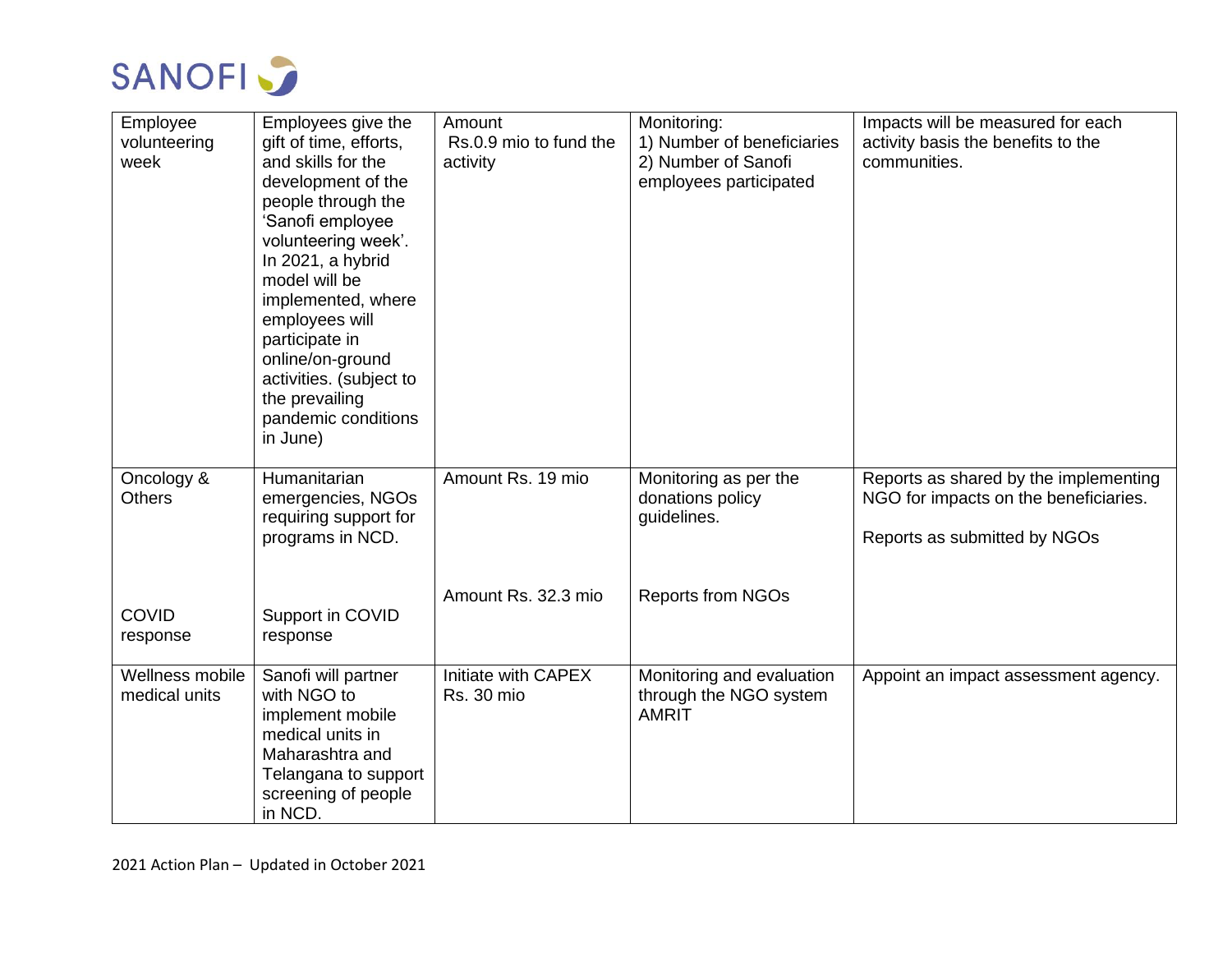| | | | | |
|---|---|---|---|---|
| Employee volunteering week | Employees give the gift of time, efforts, and skills for the development of the people through the 'Sanofi employee volunteering week'. In 2021, a hybrid model will be implemented, where employees will participate in online/on-ground activities. (subject to the prevailing pandemic conditions in June) | Amount Rs.0.9 mio to fund the activity | Monitoring:<br>1) Number of beneficiaries<br>2) Number of Sanofi employees participated | Impacts will be measured for each activity basis the benefits to the communities. |
| Oncology & Others<br><br>COVID response | Humanitarian emergencies, NGOs requiring support for programs in NCD.<br><br>Support in COVID response | Amount Rs. 19 mio<br><br>Amount Rs. 32.3 mio | Monitoring as per the donations policy guidelines.<br><br>Reports from NGOs | Reports as shared by the implementing NGO for impacts on the beneficiaries.<br><br>Reports as submitted by NGOs |
| Wellness mobile medical units | Sanofi will partner with NGO to implement mobile medical units in Maharashtra and Telangana to support screening of people in NCD. | Initiate with CAPEX Rs. 30 mio | Monitoring and evaluation through the NGO system AMRIT | Appoint an impact assessment agency. |

2021 Action Plan – Updated in October 2021